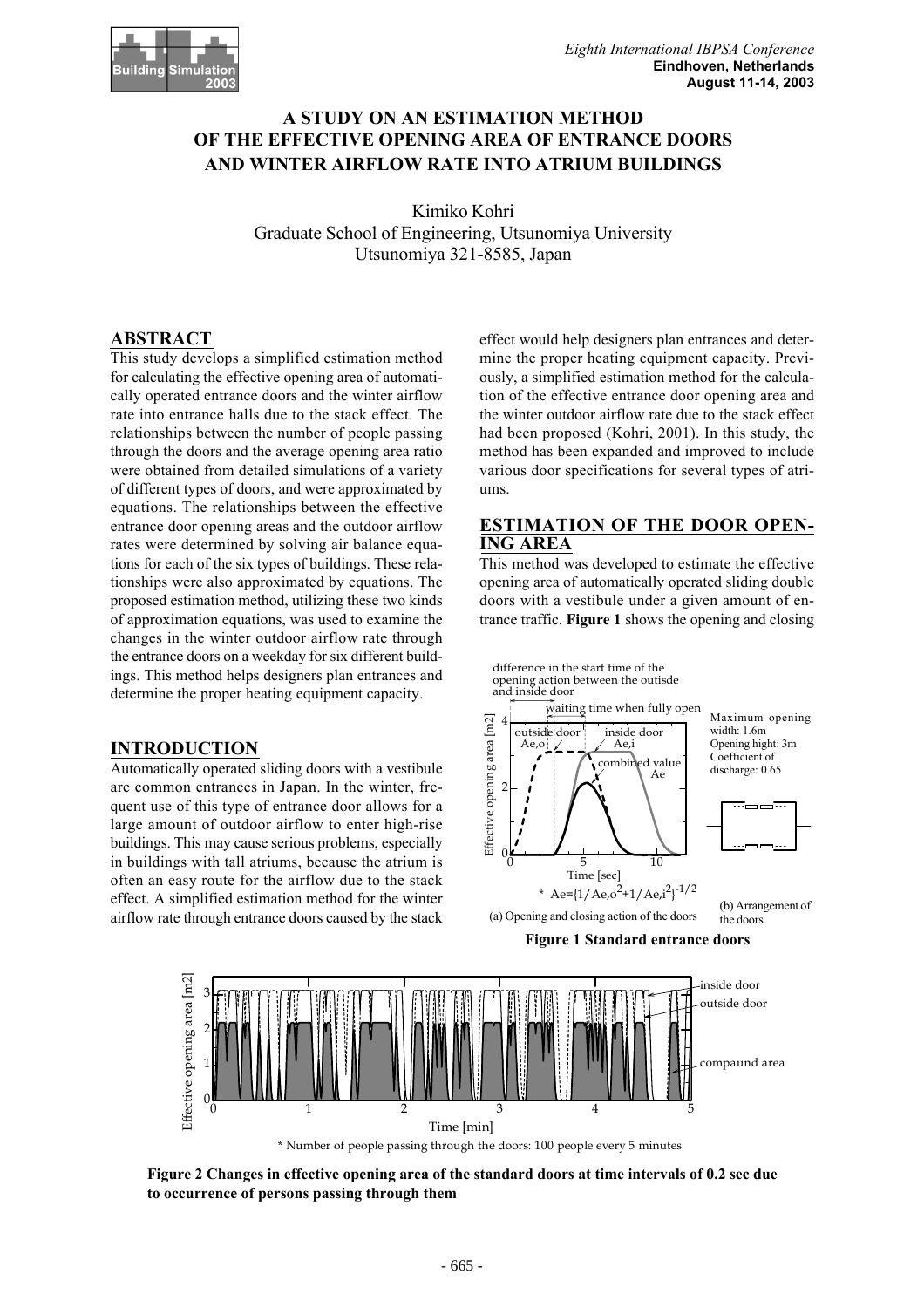# A STUDY ON AN ESTIMATION METHOD OF THE EFFECTIVE OPENING AREA OF ENTRANCE DOORS AND WINTER AIRFLOW RATE INTO ATRIUM BUILDINGS

Kimiko Kohri
Graduate School of Engineering, Utsunomiya University
Utsunomiya 321-8585, Japan

## ABSTRACT

This study develops a simplified estimation method for calculating the effective opening area of automatically operated entrance doors and the winter airflow rate into entrance halls due to the stack effect. The relationships between the number of people passing through the doors and the average opening area ratio were obtained from detailed simulations of a variety of different types of doors, and were approximated by equations. The relationships between the effective entrance door opening areas and the outdoor airflow rates were determined by solving air balance equations for each of the six types of buildings. These relationships were also approximated by equations. The proposed estimation method, utilizing these two kinds of approximation equations, was used to examine the changes in the winter outdoor airflow rate through the entrance doors on a weekday for six different buildings. This method helps designers plan entrances and determine the proper heating equipment capacity.

## INTRODUCTION

Automatically operated sliding doors with a vestibule are common entrances in Japan. In the winter, frequent use of this type of entrance door allows for a large amount of outdoor airflow to enter high-rise buildings. This may cause serious problems, especially in buildings with tall atriums, because the atrium is often an easy route for the airflow due to the stack effect. A simplified estimation method for the winter airflow rate through entrance doors caused by the stack effect would help designers plan entrances and determine the proper heating equipment capacity. Previously, a simplified estimation method for the calculation of the effective entrance door opening area and the winter outdoor airflow rate due to the stack effect had been proposed (Kohri, 2001). In this study, the method has been expanded and improved to include various door specifications for several types of atriums.

## ESTIMATION OF THE DOOR OPENING AREA

This method was developed to estimate the effective opening area of automatically operated sliding double doors with a vestibule under a given amount of entrance traffic. **Figure 1** shows the opening and closing

(a) Opening and closing action of the doors

\* $A_e = \{1/A_{e,o}^2 + 1/A_{e,i}^2\}^{-1/2}$

Maximum opening width: 1.6m
Opening hight: 3m
Coefficient of discharge: 0.65

(b) Arrangement of the doors

**Figure 1 Standard entrance doors**

\* Number of people passing through the doors: 100 people every 5 minutes

**Figure 2 Changes in effective opening area of the standard doors at time intervals of 0.2 sec due to occurrence of persons passing through them**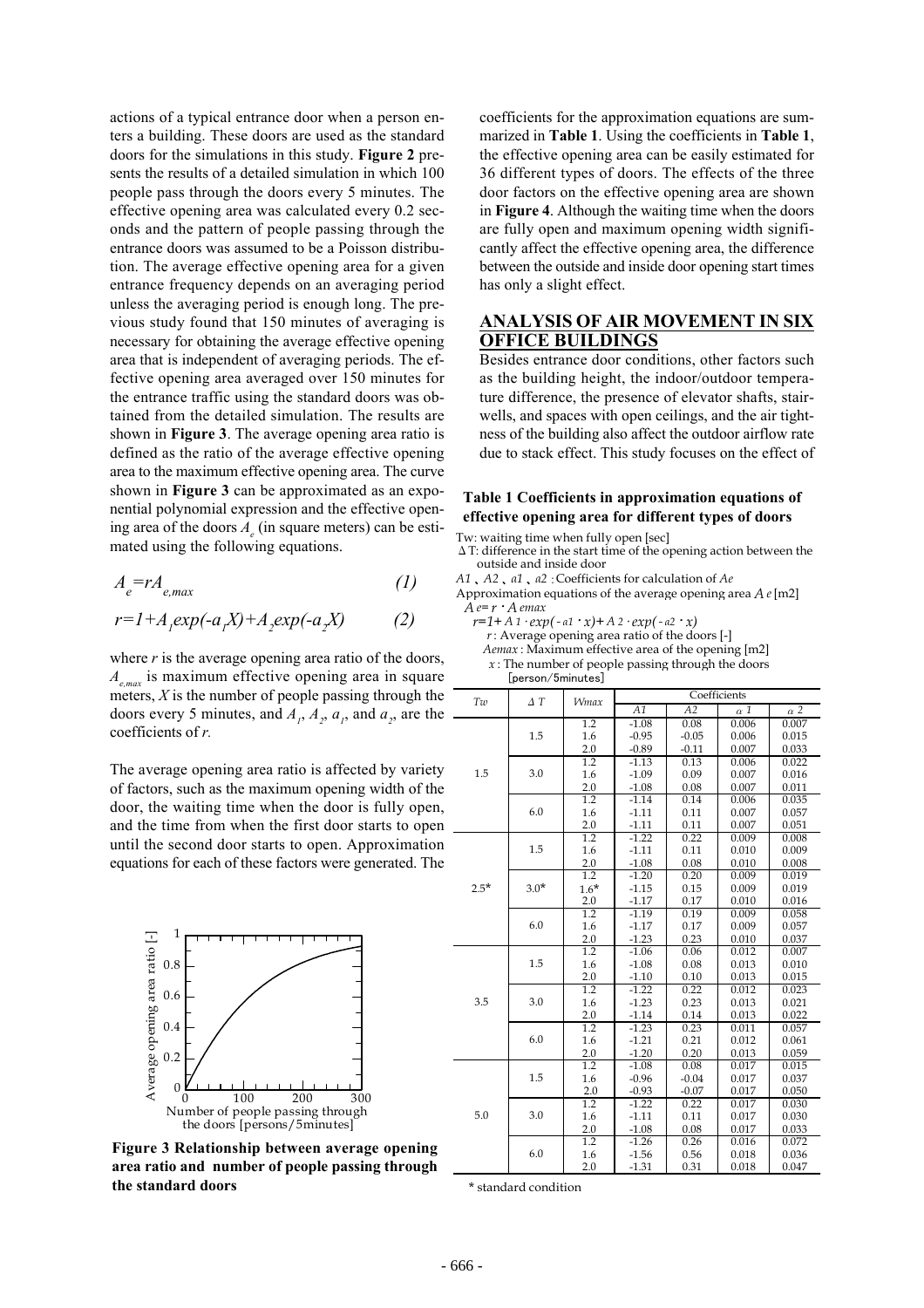actions of a typical entrance door when a person enters a building. These doors are used as the standard doors for the simulations in this study. **Figure 2** presents the results of a detailed simulation in which 100 people pass through the doors every 5 minutes. The effective opening area was calculated every 0.2 seconds and the pattern of people passing through the entrance doors was assumed to be a Poisson distribution. The average effective opening area for a given entrance frequency depends on an averaging period unless the averaging period is enough long. The previous study found that 150 minutes of averaging is necessary for obtaining the average effective opening area that is independent of averaging periods. The effective opening area averaged over 150 minutes for the entrance traffic using the standard doors was obtained from the detailed simulation. The results are shown in **Figure 3**. The average opening area ratio is defined as the ratio of the average effective opening area to the maximum effective opening area. The curve shown in **Figure 3** can be approximated as an exponential polynomial expression and the effective opening area of the doors $A_e$ (in square meters) can be estimated using the following equations.

$$A_e = rA_{e,max} \qquad (1)$$

$$r = 1 + A_1 exp(-a_1 X) + A_2 exp(-a_2 X) \qquad (2)$$

where $r$ is the average opening area ratio of the doors, $A_{e,max}$ is maximum effective opening area in square meters, $X$ is the number of people passing through the doors every 5 minutes, and $A_1$, $A_2$, $a_1$, and $a_2$, are the coefficients of $r$.

The average opening area ratio is affected by variety of factors, such as the maximum opening width of the door, the waiting time when the door is fully open, and the time from when the first door starts to open until the second door starts to open. Approximation equations for each of these factors were generated. The coefficients for the approximation equations are summarized in **Table 1**. Using the coefficients in **Table 1**, the effective opening area can be easily estimated for 36 different types of doors. The effects of the three door factors on the effective opening area are shown in **Figure 4**. Although the waiting time when the doors are fully open and maximum opening width significantly affect the effective opening area, the difference between the outside and inside door opening start times has only a slight effect.

**Figure 3 Relationship between average opening area ratio and number of people passing through the standard doors**

## ANALYSIS OF AIR MOVEMENT IN SIX OFFICE BUILDINGS

Besides entrance door conditions, other factors such as the building height, the indoor/outdoor temperature difference, the presence of elevator shafts, stairwells, and spaces with open ceilings, and the air tightness of the building also affect the outdoor airflow rate due to stack effect. This study focuses on the effect of

**Table 1 Coefficients in approximation equations of effective opening area for different types of doors**

Tw: waiting time when fully open [sec]
ΔT: difference in the start time of the opening action between the outside and inside door
$A1$, $A2$, $a1$, $a2$ : Coefficients for calculation of $Ae$
Approximation equations of the average opening area $Ae$ [m2]
$Ae = r \cdot Aemax$
$r = 1 + A1 \cdot exp(-a1 \cdot x) + A2 \cdot exp(-a2 \cdot x)$
$r$ : Average opening area ratio of the doors [-]
$Aemax$ : Maximum effective area of the opening [m2]
$x$ : The number of people passing through the doors [person/5minutes]

| Tw | ΔT | Wmax | Coefficients | | | |
|---|---|---|---|---|---|---|
| | | | A1 | A2 | α1 | α2 |
| 1.5 | 1.5 | 1.2 | -1.08 | 0.08 | 0.006 | 0.007 |
| | | 1.6 | -0.95 | -0.05 | 0.006 | 0.015 |
| | | 2.0 | -0.89 | -0.11 | 0.007 | 0.033 |
| | 3.0 | 1.2 | -1.13 | 0.13 | 0.006 | 0.022 |
| | | 1.6 | -1.09 | 0.09 | 0.007 | 0.016 |
| | | 2.0 | -1.08 | 0.08 | 0.007 | 0.011 |
| | 6.0 | 1.2 | -1.14 | 0.14 | 0.006 | 0.035 |
| | | 1.6 | -1.11 | 0.11 | 0.007 | 0.057 |
| | | 2.0 | -1.11 | 0.11 | 0.007 | 0.051 |
| 2.5* | 1.5 | 1.2 | -1.22 | 0.22 | 0.009 | 0.008 |
| | | 1.6 | -1.11 | 0.11 | 0.010 | 0.009 |
| | | 2.0 | -1.08 | 0.08 | 0.010 | 0.008 |
| | 3.0* | 1.2 | -1.20 | 0.20 | 0.009 | 0.019 |
| | | 1.6* | -1.15 | 0.15 | 0.009 | 0.019 |
| | | 2.0 | -1.17 | 0.17 | 0.010 | 0.016 |
| | 6.0 | 1.2 | -1.19 | 0.19 | 0.009 | 0.058 |
| | | 1.6 | -1.17 | 0.17 | 0.009 | 0.057 |
| | | 2.0 | -1.23 | 0.23 | 0.010 | 0.037 |
| 3.5 | 1.5 | 1.2 | -1.06 | 0.06 | 0.012 | 0.007 |
| | | 1.6 | -1.08 | 0.08 | 0.013 | 0.010 |
| | | 2.0 | -1.10 | 0.10 | 0.013 | 0.015 |
| | 3.0 | 1.2 | -1.22 | 0.22 | 0.012 | 0.023 |
| | | 1.6 | -1.23 | 0.23 | 0.013 | 0.021 |
| | | 2.0 | -1.14 | 0.14 | 0.013 | 0.022 |
| | 6.0 | 1.2 | -1.23 | 0.23 | 0.011 | 0.057 |
| | | 1.6 | -1.21 | 0.21 | 0.012 | 0.061 |
| | | 2.0 | -1.20 | 0.20 | 0.013 | 0.059 |
| 5.0 | 1.5 | 1.2 | -1.08 | 0.08 | 0.017 | 0.015 |
| | | 1.6 | -0.96 | -0.04 | 0.017 | 0.037 |
| | | 2.0 | -0.93 | -0.07 | 0.017 | 0.050 |
| | 3.0 | 1.2 | -1.22 | 0.22 | 0.017 | 0.030 |
| | | 1.6 | -1.11 | 0.11 | 0.017 | 0.030 |
| | | 2.0 | -1.08 | 0.08 | 0.017 | 0.033 |
| | 6.0 | 1.2 | -1.26 | 0.26 | 0.016 | 0.072 |
| | | 1.6 | -1.56 | 0.56 | 0.018 | 0.036 |
| | | 2.0 | -1.31 | 0.31 | 0.018 | 0.047 |

\* standard condition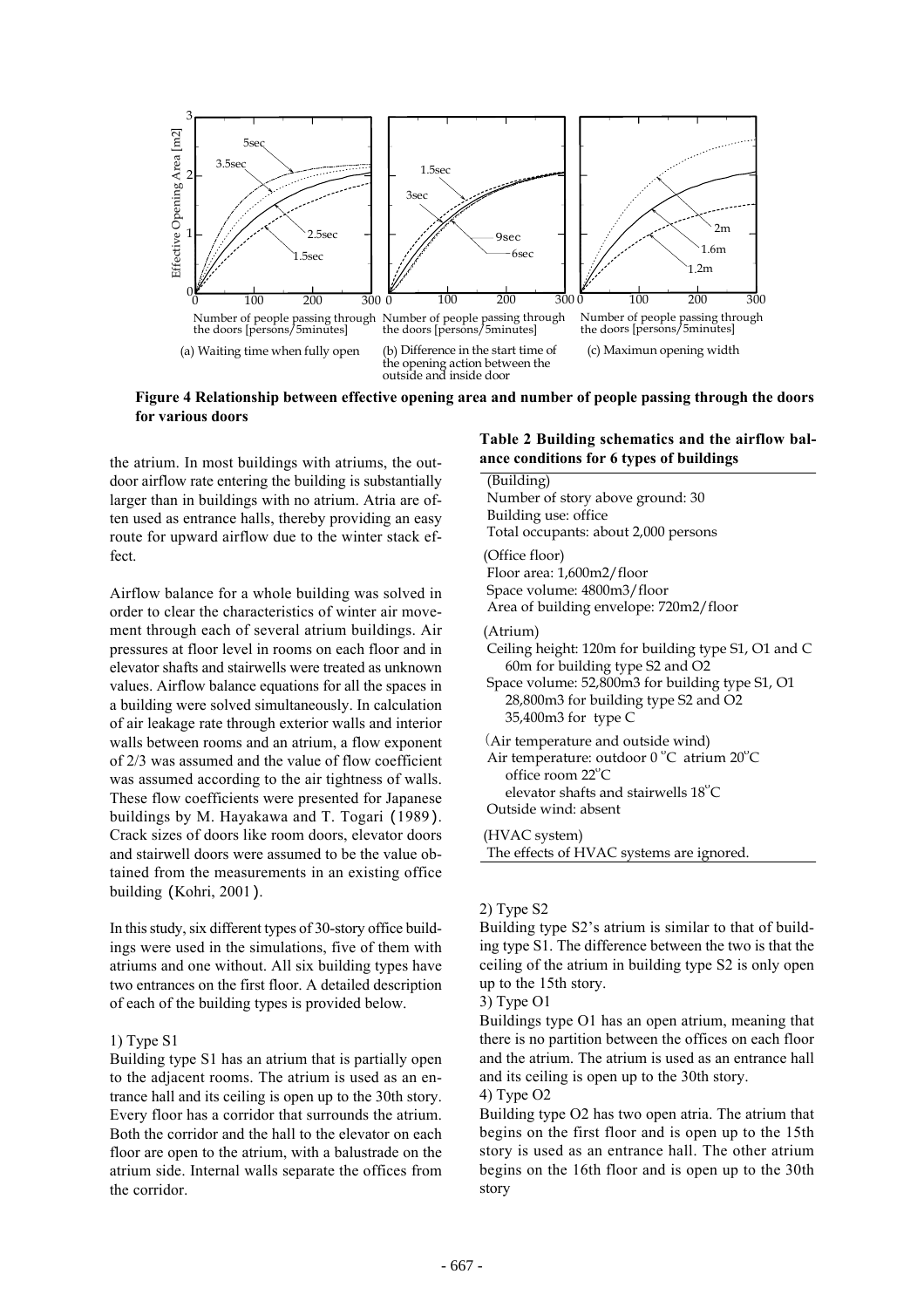**Figure 4 Relationship between effective opening area and number of people passing through the doors for various doors**

the atrium. In most buildings with atriums, the outdoor airflow rate entering the building is substantially larger than in buildings with no atrium. Atria are often used as entrance halls, thereby providing an easy route for upward airflow due to the winter stack effect.

Airflow balance for a whole building was solved in order to clear the characteristics of winter air movement through each of several atrium buildings. Air pressures at floor level in rooms on each floor and in elevator shafts and stairwells were treated as unknown values. Airflow balance equations for all the spaces in a building were solved simultaneously. In calculation of air leakage rate through exterior walls and interior walls between rooms and an atrium, a flow exponent of 2/3 was assumed and the value of flow coefficient was assumed according to the air tightness of walls. These flow coefficients were presented for Japanese buildings by M. Hayakawa and T. Togari (1989). Crack sizes of doors like room doors, elevator doors and stairwell doors were assumed to be the value obtained from the measurements in an existing office building (Kohri, 2001).

In this study, six different types of 30-story office buildings were used in the simulations, five of them with atriums and one without. All six building types have two entrances on the first floor. A detailed description of each of the building types is provided below.

1) Type S1

Building type S1 has an atrium that is partially open to the adjacent rooms. The atrium is used as an entrance hall and its ceiling is open up to the 30th story. Every floor has a corridor that surrounds the atrium. Both the corridor and the hall to the elevator on each floor are open to the atrium, with a balustrade on the atrium side. Internal walls separate the offices from the corridor.

**Table 2 Building schematics and the airflow balance conditions for 6 types of buildings**

| |
|---|
| (Building)<br>Number of story above ground: 30<br>Building use: office<br>Total occupants: about 2,000 persons |
| (Office floor)<br>Floor area: 1,600m2/floor<br>Space volume: 4800m3/floor<br>Area of building envelope: 720m2/floor |
| (Atrium)<br>Ceiling height: 120m for building type S1, O1 and C<br>60m for building type S2 and O2<br>Space volume: 52,800m3 for building type S1, O1<br>28,800m3 for building type S2 and O2<br>35,400m3 for type C |
| (Air temperature and outside wind)<br>Air temperature: outdoor 0 °C atrium 20°C<br>office room 22°C<br>elevator shafts and stairwells 18°C<br>Outside wind: absent |
| (HVAC system)<br>The effects of HVAC systems are ignored. |

2) Type S2

Building type S2's atrium is similar to that of building type S1. The difference between the two is that the ceiling of the atrium in building type S2 is only open up to the 15th story.

3) Type O1

Buildings type O1 has an open atrium, meaning that there is no partition between the offices on each floor and the atrium. The atrium is used as an entrance hall and its ceiling is open up to the 30th story.

4) Type O2

Building type O2 has two open atria. The atrium that begins on the first floor and is open up to the 15th story is used as an entrance hall. The other atrium begins on the 16th floor and is open up to the 30th story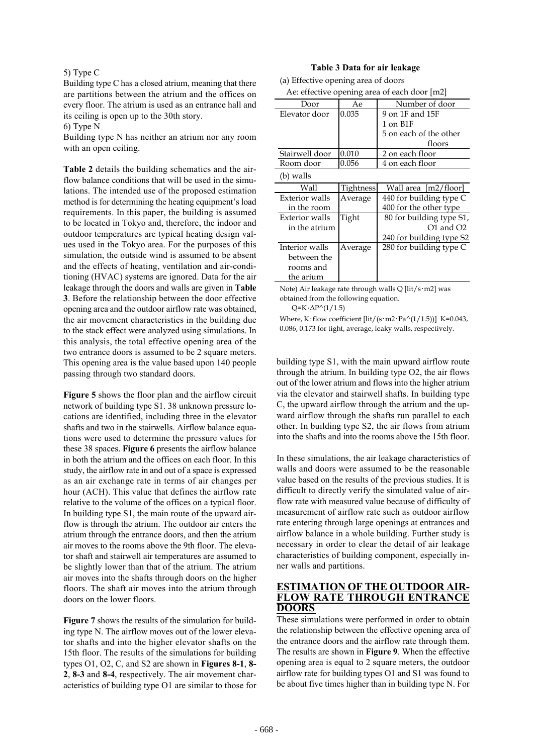5) Type C

Building type C has a closed atrium, meaning that there are partitions between the atrium and the offices on every floor. The atrium is used as an entrance hall and its ceiling is open up to the 30th story.

6) Type N

Building type N has neither an atrium nor any room with an open ceiling.

**Table 2** details the building schematics and the airflow balance conditions that will be used in the simulations. The intended use of the proposed estimation method is for determining the heating equipment's load requirements. In this paper, the building is assumed to be located in Tokyo and, therefore, the indoor and outdoor temperatures are typical heating design values used in the Tokyo area. For the purposes of this simulation, the outside wind is assumed to be absent and the effects of heating, ventilation and air-conditioning (HVAC) systems are ignored. Data for the air leakage through the doors and walls are given in **Table 3**. Before the relationship between the door effective opening area and the outdoor airflow rate was obtained, the air movement characteristics in the building due to the stack effect were analyzed using simulations. In this analysis, the total effective opening area of the two entrance doors is assumed to be 2 square meters. This opening area is the value based upon 140 people passing through two standard doors.

**Figure 5** shows the floor plan and the airflow circuit network of building type S1. 38 unknown pressure locations are identified, including three in the elevator shafts and two in the stairwells. Airflow balance equations were used to determine the pressure values for these 38 spaces. **Figure 6** presents the airflow balance in both the atrium and the offices on each floor. In this study, the airflow rate in and out of a space is expressed as an air exchange rate in terms of air changes per hour (ACH). This value that defines the airflow rate relative to the volume of the offices on a typical floor. In building type S1, the main route of the upward airflow is through the atrium. The outdoor air enters the atrium through the entrance doors, and then the atrium air moves to the rooms above the 9th floor. The elevator shaft and stairwell air temperatures are assumed to be slightly lower than that of the atrium. The atrium air moves into the shafts through doors on the higher floors. The shaft air moves into the atrium through doors on the lower floors.

**Figure 7** shows the results of the simulation for building type N. The airflow moves out of the lower elevator shafts and into the higher elevator shafts on the 15th floor. The results of the simulations for building types O1, O2, C, and S2 are shown in **Figures 8-1**, **8-2**, **8-3** and **8-4**, respectively. The air movement characteristics of building type O1 are similar to those for building type S1, with the main upward airflow route through the atrium. In building type O2, the air flows out of the lower atrium and flows into the higher atrium via the elevator and stairwell shafts. In building type C, the upward airflow through the atrium and the upward airflow through the shafts run parallel to each other. In building type S2, the air flows from atrium into the shafts and into the rooms above the 15th floor.

In these simulations, the air leakage characteristics of walls and doors were assumed to be the reasonable value based on the results of the previous studies. It is difficult to directly verify the simulated value of airflow rate with measured value because of difficulty of measurement of airflow rate such as outdoor airflow rate entering through large openings at entrances and airflow balance in a whole building. Further study is necessary in order to clear the detail of air leakage characteristics of building component, especially inner walls and partitions.

**Table 3 Data for air leakage**

(a) Effective opening area of doors

Ae: effective opening area of each door [m2]

| Door | Ae | Number of door |
|---|---|---|
| Elevator door | 0.035 | 9 on 1F and 15F<br>1 on B1F<br>5 on each of the other floors |
| Stairwell door | 0.010 | 2 on each floor |
| Room door | 0.056 | 4 on each floor |

(b) walls

| Wall | Tightness | Wall area [m2/floor] |
|---|---|---|
| Exterior walls in the room | Average | 440 for building type C<br>400 for the other type |
| Exterior walls in the atrium | Tight | 80 for building type S1, O1 and O2<br>240 for building type S2 |
| Interior walls between the rooms and the arium | Average | 280 for building type C |

Note) Air leakage rate through walls Q [lit/s·m2] was obtained from the following equation.

$Q = K \cdot \Delta P^{(1/1.5)}$

Where, K: flow coefficient [lit/(s·m2·Pa^(1/1.5))] K=0.043, 0.086, 0.173 for tight, average, leaky walls, respectively.

## ESTIMATION OF THE OUTDOOR AIRFLOW RATE THROUGH ENTRANCE DOORS

These simulations were performed in order to obtain the relationship between the effective opening area of the entrance doors and the airflow rate through them. The results are shown in **Figure 9**. When the effective opening area is equal to 2 square meters, the outdoor airflow rate for building types O1 and S1 was found to be about five times higher than in building type N. For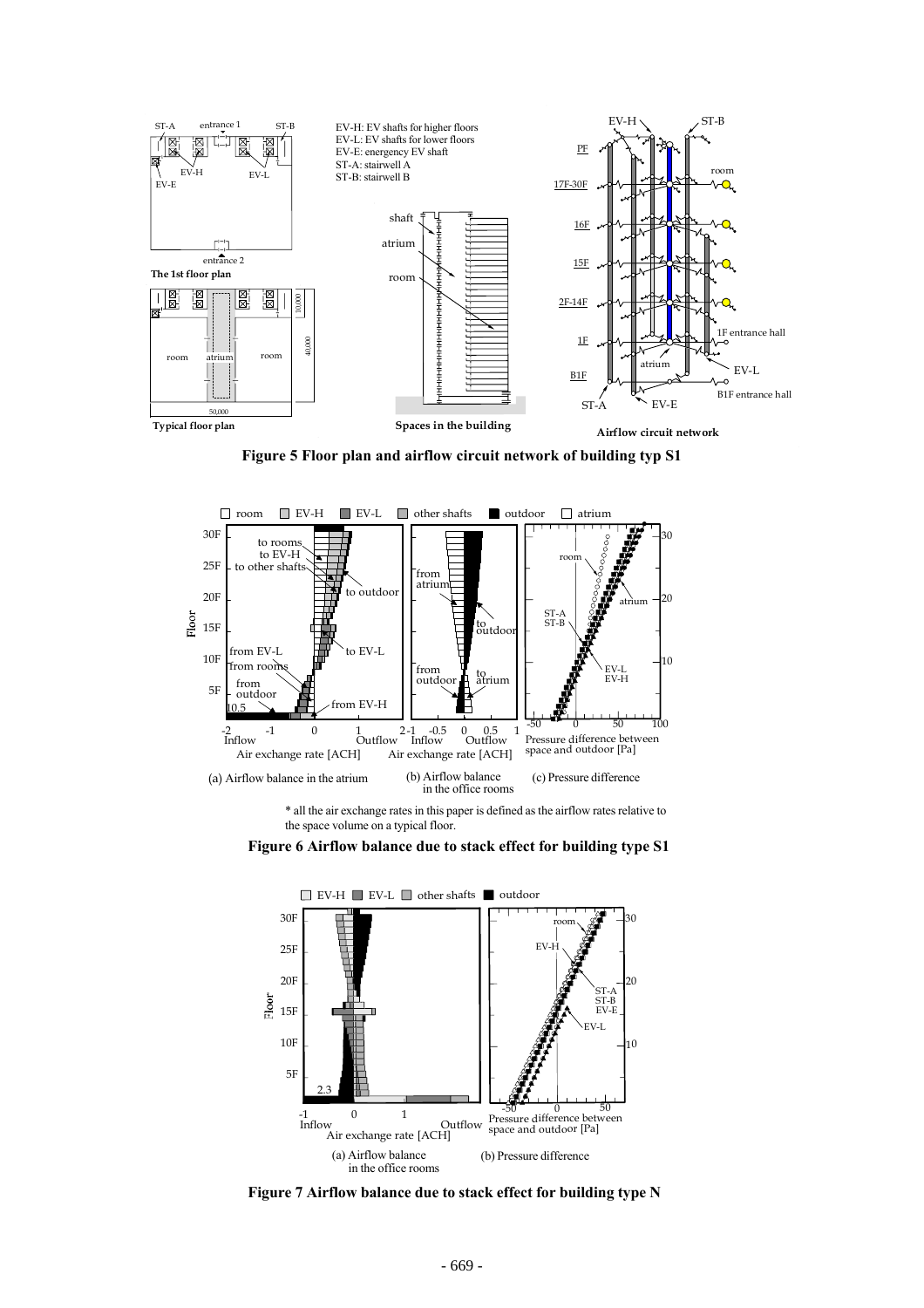**Figure 5 Floor plan and airflow circuit network of building typ S1**

\* all the air exchange rates in this paper is defined as the airflow rates relative to the space volume on a typical floor.

**Figure 6 Airflow balance due to stack effect for building type S1**

**Figure 7 Airflow balance due to stack effect for building type N**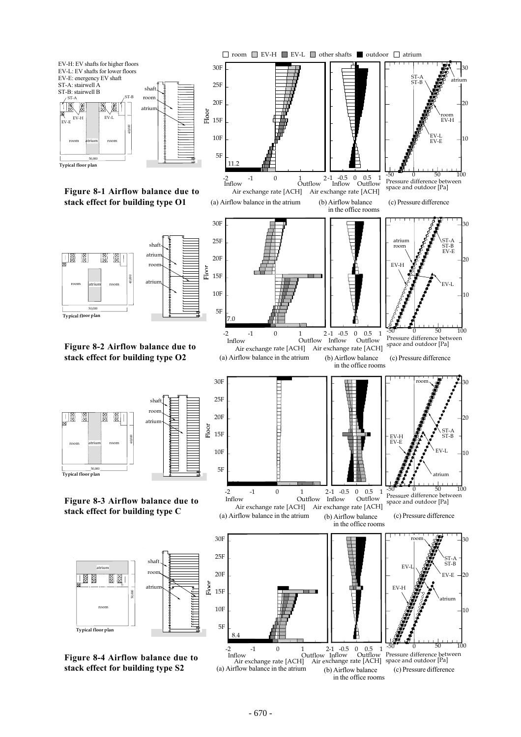**Figure 8-1 Airflow balance due to stack effect for building type O1**

(a) Airflow balance in the atrium (b) Airflow balance in the office rooms (c) Pressure difference

**Figure 8-2 Airflow balance due to stack effect for building type O2**

(a) Airflow balance in the atrium (b) Airflow balance in the office rooms (c) Pressure difference

**Figure 8-3 Airflow balance due to stack effect for building type C**

(a) Airflow balance in the atrium (b) Airflow balance in the office rooms (c) Pressure difference

**Figure 8-4 Airflow balance due to stack effect for building type S2**

(a) Airflow balance in the atrium (b) Airflow balance in the office rooms (c) Pressure difference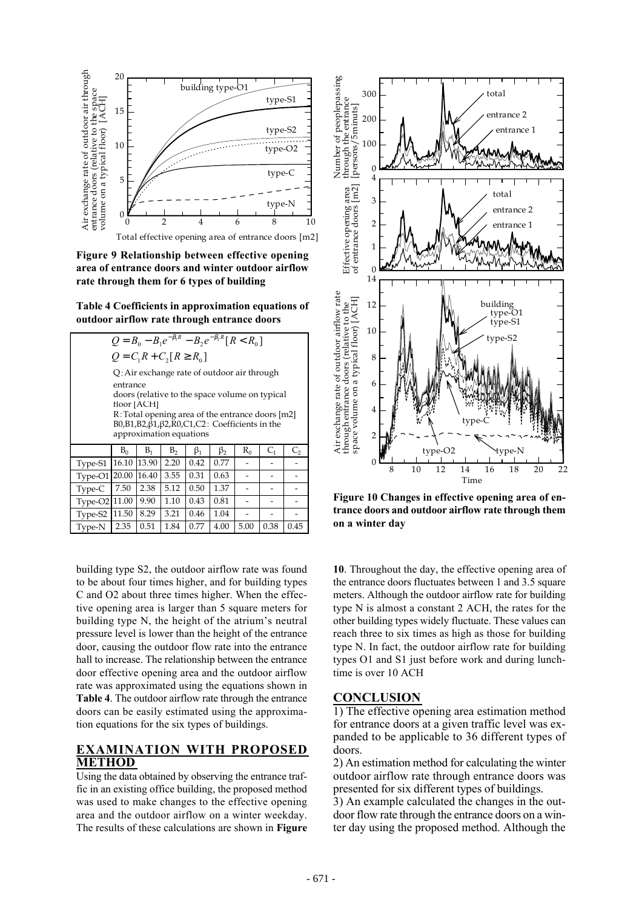**Figure 9 Relationship between effective opening area of entrance doors and winter outdoor airflow rate through them for 6 types of building**

**Table 4 Coefficients in approximation equations of outdoor airflow rate through entrance doors**

$$Q = B_0 - B_1 e^{-\beta_1 R} - B_2 e^{-\beta_2 R} [R < R_0]$$

$$Q = C_1 R + C_2 [R \geq R_0]$$

Q: Air exchange rate of outdoor air through entrance doors (relative to the space volume on typical floor [ACH]

R: Total opening area of the entrance doors [m2]

B0,B1,B2,β1,β2,R0,C1,C2: Coefficients in the approximation equations

| | $B_0$ | $B_1$ | $B_2$ | $\beta_1$ | $\beta_2$ | $R_0$ | $C_1$ | $C_2$ |
|---|---|---|---|---|---|---|---|---|
| Type-S1 | 16.10 | 13.90 | 2.20 | 0.42 | 0.77 | - | - | - |
| Type-O1 | 20.00 | 16.40 | 3.55 | 0.31 | 0.63 | - | - | - |
| Type-C | 7.50 | 2.38 | 5.12 | 0.50 | 1.37 | - | - | - |
| Type-O2 | 11.00 | 9.90 | 1.10 | 0.43 | 0.81 | - | - | - |
| Type-S2 | 11.50 | 8.29 | 3.21 | 0.46 | 1.04 | - | - | - |
| Type-N | 2.35 | 0.51 | 1.84 | 0.77 | 4.00 | 5.00 | 0.38 | 0.45 |

building type S2, the outdoor airflow rate was found to be about four times higher, and for building types C and O2 about three times higher. When the effective opening area is larger than 5 square meters for building type N, the height of the atrium's neutral pressure level is lower than the height of the entrance door, causing the outdoor flow rate into the entrance hall to increase. The relationship between the entrance door effective opening area and the outdoor airflow rate was approximated using the equations shown in **Table 4**. The outdoor airflow rate through the entrance doors can be easily estimated using the approximation equations for the six types of buildings.

## EXAMINATION WITH PROPOSED METHOD

Using the data obtained by observing the entrance traffic in an existing office building, the proposed method was used to make changes to the effective opening area and the outdoor airflow on a winter weekday. The results of these calculations are shown in **Figure 10**. Throughout the day, the effective opening area of the entrance doors fluctuates between 1 and 3.5 square meters. Although the outdoor airflow rate for building type N is almost a constant 2 ACH, the rates for the other building types widely fluctuate. These values can reach three to six times as high as those for building type N. In fact, the outdoor airflow rate for building types O1 and S1 just before work and during lunchtime is over 10 ACH

**Figure 10 Changes in effective opening area of entrance doors and outdoor airflow rate through them on a winter day**

## CONCLUSION

1) The effective opening area estimation method for entrance doors at a given traffic level was expanded to be applicable to 36 different types of doors.

2) An estimation method for calculating the winter outdoor airflow rate through entrance doors was presented for six different types of buildings.

3) An example calculated the changes in the outdoor flow rate through the entrance doors on a winter day using the proposed method. Although the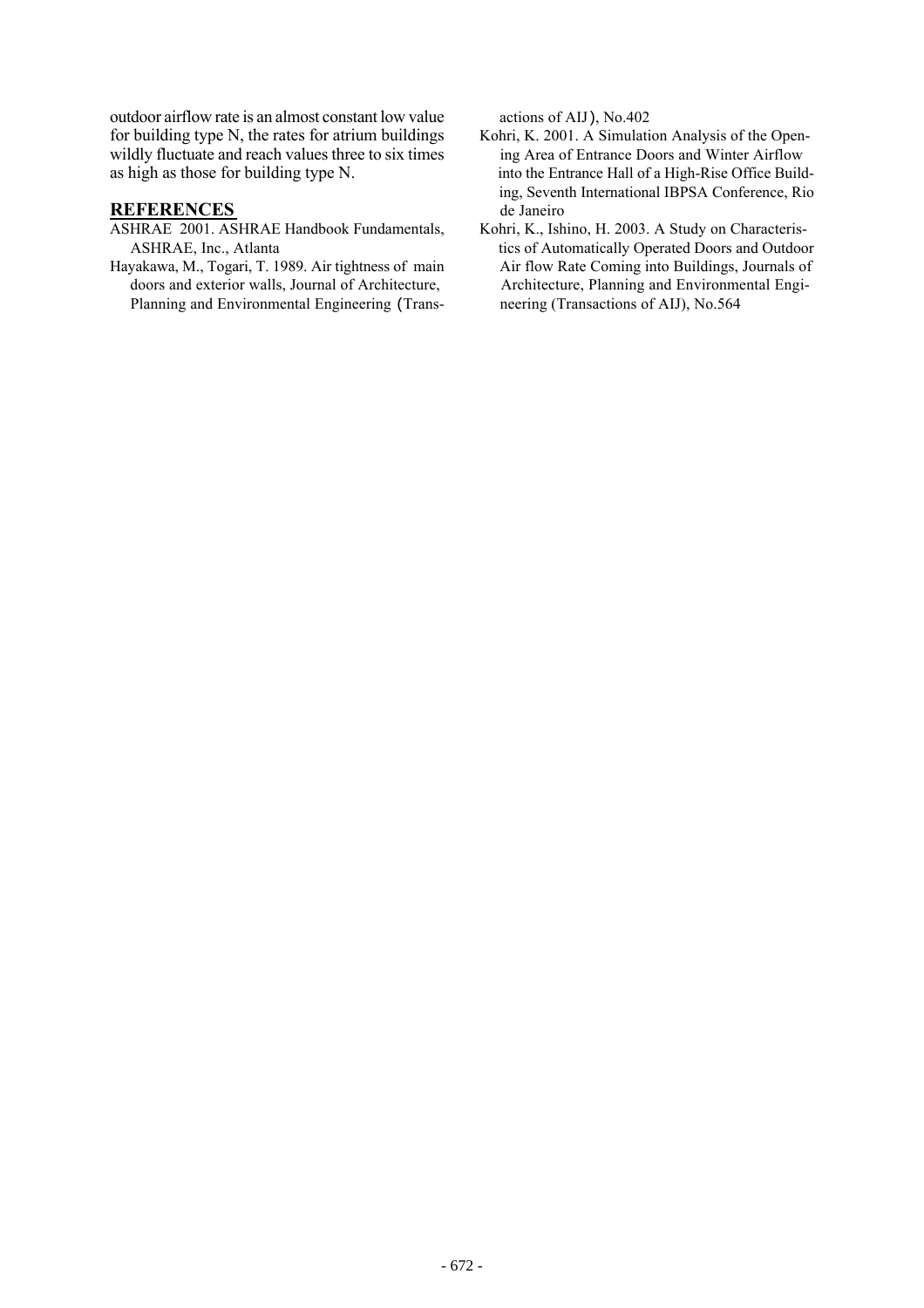outdoor airflow rate is an almost constant low value for building type N, the rates for atrium buildings wildly fluctuate and reach values three to six times as high as those for building type N.

## REFERENCES

ASHRAE 2001. ASHRAE Handbook Fundamentals, ASHRAE, Inc., Atlanta

Hayakawa, M., Togari, T. 1989. Air tightness of main doors and exterior walls, Journal of Architecture, Planning and Environmental Engineering (Transactions of AIJ), No.402

Kohri, K. 2001. A Simulation Analysis of the Opening Area of Entrance Doors and Winter Airflow into the Entrance Hall of a High-Rise Office Building, Seventh International IBPSA Conference, Rio de Janeiro

Kohri, K., Ishino, H. 2003. A Study on Characteristics of Automatically Operated Doors and Outdoor Air flow Rate Coming into Buildings, Journals of Architecture, Planning and Environmental Engineering (Transactions of AIJ), No.564